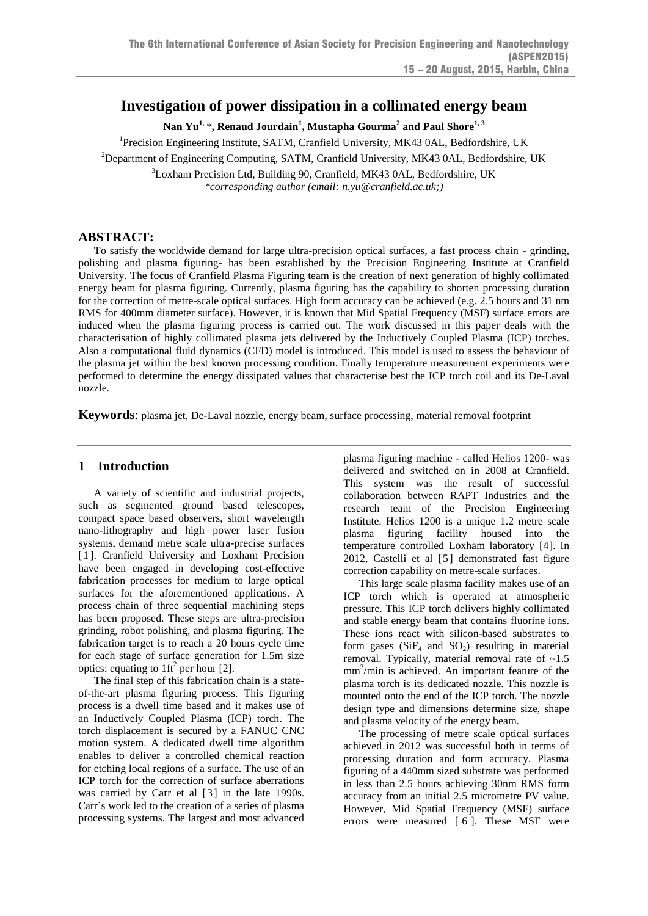# Investigation of power dissipation in a collimated energy beam

**Nan Yu[1, *], Renaud Jourdain[1], Mustapha Gourma[2] and Paul Shore[1, 3]**

[1]Precision Engineering Institute, SATM, Cranfield University, MK43 0AL, Bedfordshire, UK

[2]Department of Engineering Computing, SATM, Cranfield University, MK43 0AL, Bedfordshire, UK

[3]Loxham Precision Ltd, Building 90, Cranfield, MK43 0AL, Bedfordshire, UK

*\*corresponding author (email: n.yu@cranfield.ac.uk;)*

## ABSTRACT:

To satisfy the worldwide demand for large ultra-precision optical surfaces, a fast process chain - grinding, polishing and plasma figuring- has been established by the Precision Engineering Institute at Cranfield University. The focus of Cranfield Plasma Figuring team is the creation of next generation of highly collimated energy beam for plasma figuring. Currently, plasma figuring has the capability to shorten processing duration for the correction of metre-scale optical surfaces. High form accuracy can be achieved (e.g. 2.5 hours and 31 nm RMS for 400mm diameter surface). However, it is known that Mid Spatial Frequency (MSF) surface errors are induced when the plasma figuring process is carried out. The work discussed in this paper deals with the characterisation of highly collimated plasma jets delivered by the Inductively Coupled Plasma (ICP) torches. Also a computational fluid dynamics (CFD) model is introduced. This model is used to assess the behaviour of the plasma jet within the best known processing condition. Finally temperature measurement experiments were performed to determine the energy dissipated values that characterise best the ICP torch coil and its De-Laval nozzle.

**Keywords**: plasma jet, De-Laval nozzle, energy beam, surface processing, material removal footprint

## 1 Introduction

A variety of scientific and industrial projects, such as segmented ground based telescopes, compact space based observers, short wavelength nano-lithography and high power laser fusion systems, demand metre scale ultra-precise surfaces [1]. Cranfield University and Loxham Precision have been engaged in developing cost-effective fabrication processes for medium to large optical surfaces for the aforementioned applications. A process chain of three sequential machining steps has been proposed. These steps are ultra-precision grinding, robot polishing, and plasma figuring. The fabrication target is to reach a 20 hours cycle time for each stage of surface generation for 1.5m size optics: equating to 1ft$^2$ per hour [2].

The final step of this fabrication chain is a state-of-the-art plasma figuring process. This figuring process is a dwell time based and it makes use of an Inductively Coupled Plasma (ICP) torch. The torch displacement is secured by a FANUC CNC motion system. A dedicated dwell time algorithm enables to deliver a controlled chemical reaction for etching local regions of a surface. The use of an ICP torch for the correction of surface aberrations was carried by Carr et al [3] in the late 1990s. Carr's work led to the creation of a series of plasma processing systems. The largest and most advanced plasma figuring machine - called Helios 1200- was delivered and switched on in 2008 at Cranfield. This system was the result of successful collaboration between RAPT Industries and the research team of the Precision Engineering Institute. Helios 1200 is a unique 1.2 metre scale plasma figuring facility housed into the temperature controlled Loxham laboratory [4]. In 2012, Castelli et al [5] demonstrated fast figure correction capability on metre-scale surfaces.

This large scale plasma facility makes use of an ICP torch which is operated at atmospheric pressure. This ICP torch delivers highly collimated and stable energy beam that contains fluorine ions. These ions react with silicon-based substrates to form gases ($SiF_4$ and $SO_2$) resulting in material removal. Typically, material removal rate of ~1.5 mm$^3$/min is achieved. An important feature of the plasma torch is its dedicated nozzle. This nozzle is mounted onto the end of the ICP torch. The nozzle design type and dimensions determine size, shape and plasma velocity of the energy beam.

The processing of metre scale optical surfaces achieved in 2012 was successful both in terms of processing duration and form accuracy. Plasma figuring of a 440mm sized substrate was performed in less than 2.5 hours achieving 30nm RMS form accuracy from an initial 2.5 micrometre PV value. However, Mid Spatial Frequency (MSF) surface errors were measured [6]. These MSF were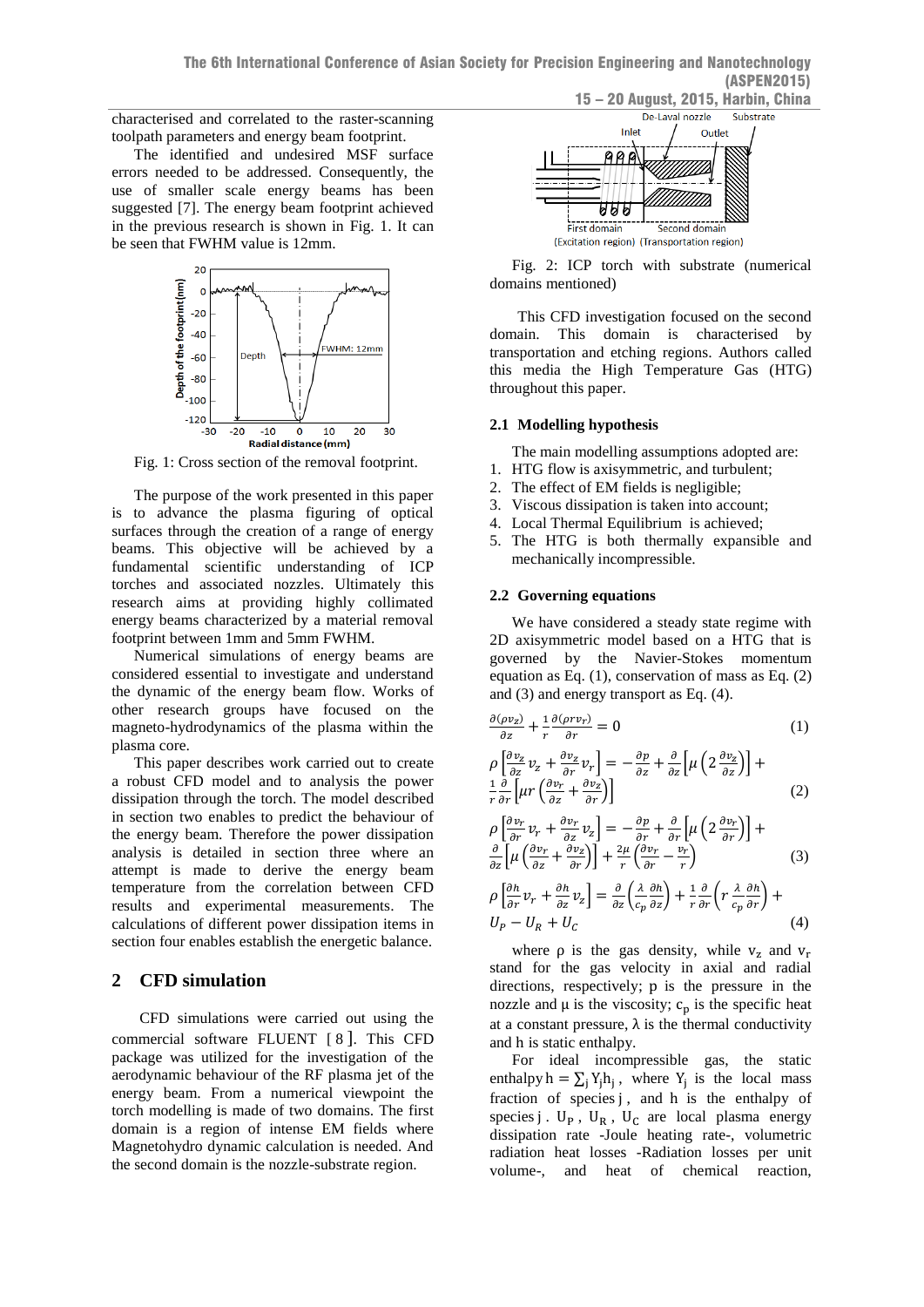characterised and correlated to the raster-scanning toolpath parameters and energy beam footprint.

The identified and undesired MSF surface errors needed to be addressed. Consequently, the use of smaller scale energy beams has been suggested [7]. The energy beam footprint achieved in the previous research is shown in Fig. 1. It can be seen that FWHM value is 12mm.

Fig. 1: Cross section of the removal footprint.

The purpose of the work presented in this paper is to advance the plasma figuring of optical surfaces through the creation of a range of energy beams. This objective will be achieved by a fundamental scientific understanding of ICP torches and associated nozzles. Ultimately this research aims at providing highly collimated energy beams characterized by a material removal footprint between 1mm and 5mm FWHM.

Numerical simulations of energy beams are considered essential to investigate and understand the dynamic of the energy beam flow. Works of other research groups have focused on the magneto-hydrodynamics of the plasma within the plasma core.

This paper describes work carried out to create a robust CFD model and to analysis the power dissipation through the torch. The model described in section two enables to predict the behaviour of the energy beam. Therefore the power dissipation analysis is detailed in section three where an attempt is made to derive the energy beam temperature from the correlation between CFD results and experimental measurements. The calculations of different power dissipation items in section four enables establish the energetic balance.

## 2 CFD simulation

CFD simulations were carried out using the commercial software FLUENT [8]. This CFD package was utilized for the investigation of the aerodynamic behaviour of the RF plasma jet of the energy beam. From a numerical viewpoint the torch modelling is made of two domains. The first domain is a region of intense EM fields where Magnetohydro dynamic calculation is needed. And the second domain is the nozzle-substrate region.

Fig. 2: ICP torch with substrate (numerical domains mentioned)

This CFD investigation focused on the second domain. This domain is characterised by transportation and etching regions. Authors called this media the High Temperature Gas (HTG) throughout this paper.

### 2.1 Modelling hypothesis

The main modelling assumptions adopted are:

1. HTG flow is axisymmetric, and turbulent;
2. The effect of EM fields is negligible;
3. Viscous dissipation is taken into account;
4. Local Thermal Equilibrium is achieved;
5. The HTG is both thermally expansible and mechanically incompressible.

### 2.2 Governing equations

We have considered a steady state regime with 2D axisymmetric model based on a HTG that is governed by the Navier-Stokes momentum equation as Eq. (1), conservation of mass as Eq. (2) and (3) and energy transport as Eq. (4).

$$\frac{\partial(\rho v_z)}{\partial z} + \frac{1}{r}\frac{\partial(\rho r v_r)}{\partial r} = 0 \tag{1}$$

$$\rho\left[\frac{\partial v_z}{\partial z}v_z + \frac{\partial v_z}{\partial r}v_r\right] = -\frac{\partial p}{\partial z} + \frac{\partial}{\partial z}\left[\mu\left(2\frac{\partial v_z}{\partial z}\right)\right] + \frac{1}{r}\frac{\partial}{\partial r}\left[\mu r\left(\frac{\partial v_r}{\partial z} + \frac{\partial v_z}{\partial r}\right)\right] \tag{2}$$

$$\rho\left[\frac{\partial v_r}{\partial r}v_r + \frac{\partial v_r}{\partial z}v_z\right] = -\frac{\partial p}{\partial r} + \frac{\partial}{\partial r}\left[\mu\left(2\frac{\partial v_r}{\partial r}\right)\right] + \frac{\partial}{\partial z}\left[\mu\left(\frac{\partial v_r}{\partial z} + \frac{\partial v_z}{\partial r}\right)\right] + \frac{2\mu}{r}\left(\frac{\partial v_r}{\partial r} - \frac{v_r}{r}\right) \tag{3}$$

$$\rho\left[\frac{\partial h}{\partial r}v_r + \frac{\partial h}{\partial z}v_z\right] = \frac{\partial}{\partial z}\left(\frac{\lambda}{c_p}\frac{\partial h}{\partial z}\right) + \frac{1}{r}\frac{\partial}{\partial r}\left(r\frac{\lambda}{c_p}\frac{\partial h}{\partial r}\right) + U_P - U_R + U_C \tag{4}$$

where $\rho$ is the gas density, while $v_z$ and $v_r$ stand for the gas velocity in axial and radial directions, respectively; p is the pressure in the nozzle and $\mu$ is the viscosity; $c_p$ is the specific heat at a constant pressure, $\lambda$ is the thermal conductivity and h is static enthalpy.

For ideal incompressible gas, the static enthalpy $h = \sum_j Y_j h_j$, where $Y_j$ is the local mass fraction of species $j$, and h is the enthalpy of species $j$. $U_P$, $U_R$, $U_C$ are local plasma energy dissipation rate -Joule heating rate-, volumetric radiation heat losses -Radiation losses per unit volume-, and heat of chemical reaction,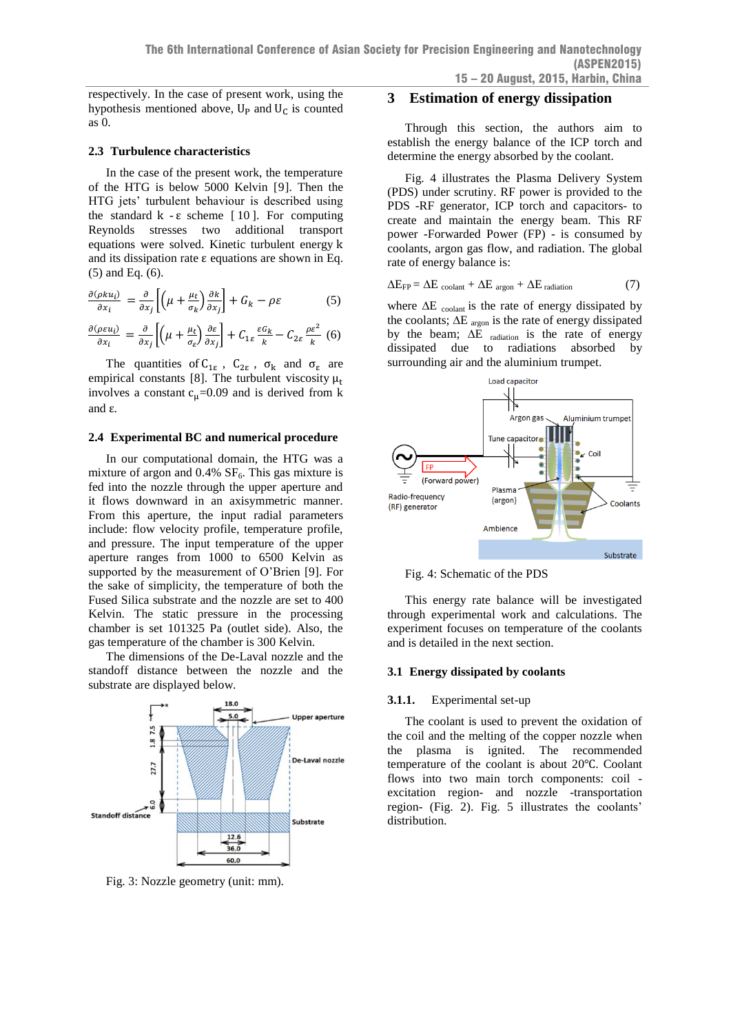respectively. In the case of present work, using the hypothesis mentioned above, $U_P$ and $U_C$ is counted as 0.

### 2.3 Turbulence characteristics

In the case of the present work, the temperature of the HTG is below 5000 Kelvin [9]. Then the HTG jets' turbulent behaviour is described using the standard k - ε scheme [10]. For computing Reynolds stresses two additional transport equations were solved. Kinetic turbulent energy k and its dissipation rate ε equations are shown in Eq. (5) and Eq. (6).

$$\frac{\partial(\rho k u_i)}{\partial x_i} = \frac{\partial}{\partial x_j}\left[\left(\mu + \frac{\mu_t}{\sigma_k}\right)\frac{\partial k}{\partial x_j}\right] + G_k - \rho\varepsilon \qquad (5)$$

$$\frac{\partial(\rho \varepsilon u_i)}{\partial x_i} = \frac{\partial}{\partial x_j}\left[\left(\mu + \frac{\mu_t}{\sigma_\varepsilon}\right)\frac{\partial \varepsilon}{\partial x_j}\right] + C_{1\varepsilon}\frac{\varepsilon G_k}{k} - C_{2\varepsilon}\frac{\rho\varepsilon^2}{k} \quad (6)$$

The quantities of $C_{1\varepsilon}$, $C_{2\varepsilon}$, $\sigma_k$ and $\sigma_\varepsilon$ are empirical constants [8]. The turbulent viscosity $\mu_t$ involves a constant $c_\mu$=0.09 and is derived from k and ε.

### 2.4 Experimental BC and numerical procedure

In our computational domain, the HTG was a mixture of argon and 0.4% $SF_6$. This gas mixture is fed into the nozzle through the upper aperture and it flows downward in an axisymmetric manner. From this aperture, the input radial parameters include: flow velocity profile, temperature profile, and pressure. The input temperature of the upper aperture ranges from 1000 to 6500 Kelvin as supported by the measurement of O'Brien [9]. For the sake of simplicity, the temperature of both the Fused Silica substrate and the nozzle are set to 400 Kelvin. The static pressure in the processing chamber is set 101325 Pa (outlet side). Also, the gas temperature of the chamber is 300 Kelvin.

The dimensions of the De-Laval nozzle and the standoff distance between the nozzle and the substrate are displayed below.

Fig. 3: Nozzle geometry (unit: mm).

## 3 Estimation of energy dissipation

Through this section, the authors aim to establish the energy balance of the ICP torch and determine the energy absorbed by the coolant.

Fig. 4 illustrates the Plasma Delivery System (PDS) under scrutiny. RF power is provided to the PDS -RF generator, ICP torch and capacitors- to create and maintain the energy beam. This RF power -Forwarded Power (FP) - is consumed by coolants, argon gas flow, and radiation. The global rate of energy balance is:

$$\Delta E_{FP} = \Delta E_{\text{coolant}} + \Delta E_{\text{argon}} + \Delta E_{\text{radiation}} \qquad (7)$$

where $\Delta E_{\text{coolant}}$ is the rate of energy dissipated by the coolants; $\Delta E_{\text{argon}}$ is the rate of energy dissipated by the beam; $\Delta E_{\text{radiation}}$ is the rate of energy dissipated due to radiations absorbed by surrounding air and the aluminium trumpet.

Fig. 4: Schematic of the PDS

This energy rate balance will be investigated through experimental work and calculations. The experiment focuses on temperature of the coolants and is detailed in the next section.

### 3.1 Energy dissipated by coolants

#### 3.1.1. Experimental set-up

The coolant is used to prevent the oxidation of the coil and the melting of the copper nozzle when the plasma is ignited. The recommended temperature of the coolant is about 20°C. Coolant flows into two main torch components: coil - excitation region- and nozzle -transportation region- (Fig. 2). Fig. 5 illustrates the coolants' distribution.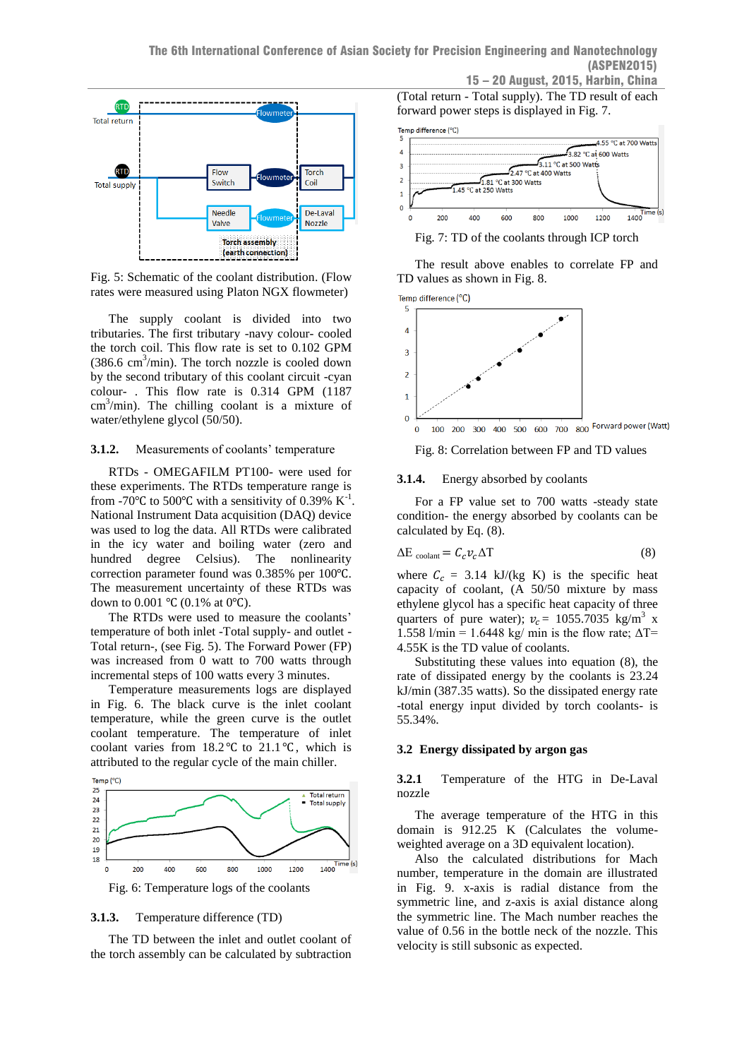Fig. 5: Schematic of the coolant distribution. (Flow rates were measured using Platon NGX flowmeter)

The supply coolant is divided into two tributaries. The first tributary -navy colour- cooled the torch coil. This flow rate is set to 0.102 GPM (386.6 $cm^3$/min). The torch nozzle is cooled down by the second tributary of this coolant circuit -cyan colour- . This flow rate is 0.314 GPM (1187 $cm^3$/min). The chilling coolant is a mixture of water/ethylene glycol (50/50).

### 3.1.2. Measurements of coolants' temperature

RTDs - OMEGAFILM PT100- were used for these experiments. The RTDs temperature range is from -70℃ to 500℃ with a sensitivity of 0.39% $K^{-1}$. National Instrument Data acquisition (DAQ) device was used to log the data. All RTDs were calibrated in the icy water and boiling water (zero and hundred degree Celsius). The nonlinearity correction parameter found was 0.385% per 100℃. The measurement uncertainty of these RTDs was down to 0.001 ℃ (0.1% at 0℃).

The RTDs were used to measure the coolants' temperature of both inlet -Total supply- and outlet -Total return-, (see Fig. 5). The Forward Power (FP) was increased from 0 watt to 700 watts through incremental steps of 100 watts every 3 minutes.

Temperature measurements logs are displayed in Fig. 6. The black curve is the inlet coolant temperature, while the green curve is the outlet coolant temperature. The temperature of inlet coolant varies from 18.2 ℃ to 21.1 ℃, which is attributed to the regular cycle of the main chiller.

Fig. 6: Temperature logs of the coolants

### 3.1.3. Temperature difference (TD)

The TD between the inlet and outlet coolant of the torch assembly can be calculated by subtraction (Total return - Total supply). The TD result of each forward power steps is displayed in Fig. 7.

Fig. 7: TD of the coolants through ICP torch

The result above enables to correlate FP and TD values as shown in Fig. 8.

Fig. 8: Correlation between FP and TD values

### 3.1.4. Energy absorbed by coolants

For a FP value set to 700 watts -steady state condition- the energy absorbed by coolants can be calculated by Eq. (8).

$$\Delta E_{\text{coolant}} = C_c v_c \Delta T \tag{8}$$

where $C_c$ = 3.14 kJ/(kg K) is the specific heat capacity of coolant, (A 50/50 mixture by mass ethylene glycol has a specific heat capacity of three quarters of pure water); $v_c$ = 1055.7035 kg/$m^3$ x 1.558 l/min = 1.6448 kg/ min is the flow rate; ΔT= 4.55K is the TD value of coolants.

Substituting these values into equation (8), the rate of dissipated energy by the coolants is 23.24 kJ/min (387.35 watts). So the dissipated energy rate -total energy input divided by torch coolants- is 55.34%.

## 3.2 Energy dissipated by argon gas

### 3.2.1 Temperature of the HTG in De-Laval nozzle

The average temperature of the HTG in this domain is 912.25 K (Calculates the volume-weighted average on a 3D equivalent location).

Also the calculated distributions for Mach number, temperature in the domain are illustrated in Fig. 9. x-axis is radial distance from the symmetric line, and z-axis is axial distance along the symmetric line. The Mach number reaches the value of 0.56 in the bottle neck of the nozzle. This velocity is still subsonic as expected.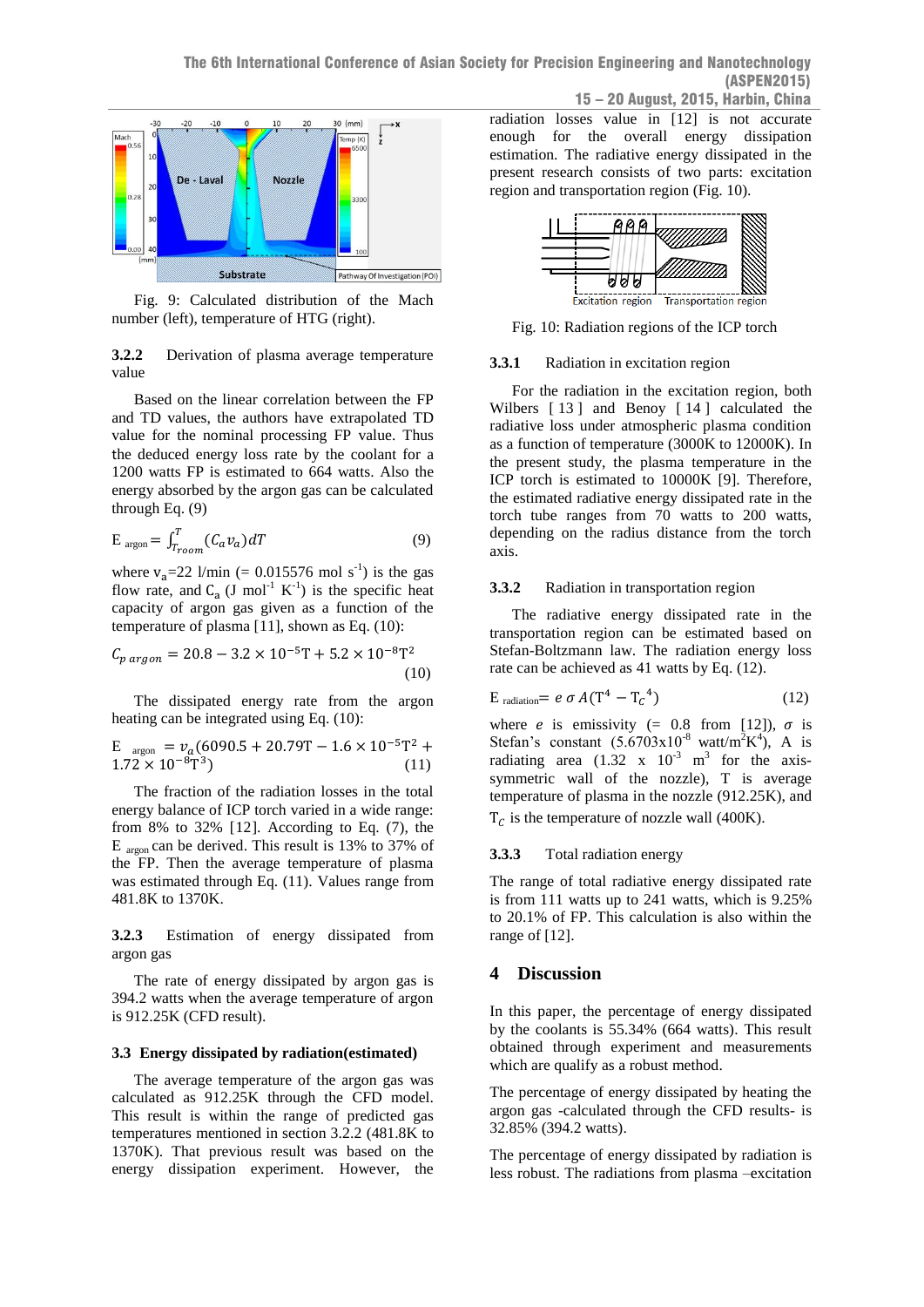Fig. 9: Calculated distribution of the Mach number (left), temperature of HTG (right).

### 3.2.2 Derivation of plasma average temperature value

Based on the linear correlation between the FP and TD values, the authors have extrapolated TD value for the nominal processing FP value. Thus the deduced energy loss rate by the coolant for a 1200 watts FP is estimated to 664 watts. Also the energy absorbed by the argon gas can be calculated through Eq. (9)

$$E_{argon} = \int_{T_{room}}^{T} (C_a v_a) dT \tag{9}$$

where $v_a$=22 l/min (= 0.015576 mol $s^{-1}$) is the gas flow rate, and $C_a$ (J $mol^{-1}$ $K^{-1}$) is the specific heat capacity of argon gas given as a function of the temperature of plasma [11], shown as Eq. (10):

$$C_{p\ argon} = 20.8 - 3.2 \times 10^{-5}T + 5.2 \times 10^{-8}T^2 \tag{10}$$

The dissipated energy rate from the argon heating can be integrated using Eq. (10):

$$E_{argon} = v_a(6090.5 + 20.79T - 1.6 \times 10^{-5}T^2 + 1.72 \times 10^{-8}T^3) \tag{11}$$

The fraction of the radiation losses in the total energy balance of ICP torch varied in a wide range: from 8% to 32% [12]. According to Eq. (7), the $E_{argon}$ can be derived. This result is 13% to 37% of the FP. Then the average temperature of plasma was estimated through Eq. (11). Values range from 481.8K to 1370K.

### 3.2.3 Estimation of energy dissipated from argon gas

The rate of energy dissipated by argon gas is 394.2 watts when the average temperature of argon is 912.25K (CFD result).

## 3.3 Energy dissipated by radiation(estimated)

The average temperature of the argon gas was calculated as 912.25K through the CFD model. This result is within the range of predicted gas temperatures mentioned in section 3.2.2 (481.8K to 1370K). That previous result was based on the energy dissipation experiment. However, the radiation losses value in [12] is not accurate enough for the overall energy dissipation estimation. The radiative energy dissipated in the present research consists of two parts: excitation region and transportation region (Fig. 10).

Fig. 10: Radiation regions of the ICP torch

### 3.3.1 Radiation in excitation region

For the radiation in the excitation region, both Wilbers [13] and Benoy [14] calculated the radiative loss under atmospheric plasma condition as a function of temperature (3000K to 12000K). In the present study, the plasma temperature in the ICP torch is estimated to 10000K [9]. Therefore, the estimated radiative energy dissipated rate in the torch tube ranges from 70 watts to 200 watts, depending on the radius distance from the torch axis.

### 3.3.2 Radiation in transportation region

The radiative energy dissipated rate in the transportation region can be estimated based on Stefan-Boltzmann law. The radiation energy loss rate can be achieved as 41 watts by Eq. (12).

$$E_{radiation} = e\,\sigma\,A(T^4 - T_C^{\,4}) \tag{12}$$

where $e$ is emissivity (= 0.8 from [12]), $\sigma$ is Stefan's constant (5.6703x$10^{-8}$ watt/$m^2K^4$), A is radiating area (1.32 x $10^{-3}$ $m^3$ for the axis-symmetric wall of the nozzle), T is average temperature of plasma in the nozzle (912.25K), and $T_C$ is the temperature of nozzle wall (400K).

### 3.3.3 Total radiation energy

The range of total radiative energy dissipated rate is from 111 watts up to 241 watts, which is 9.25% to 20.1% of FP. This calculation is also within the range of [12].

# 4 Discussion

In this paper, the percentage of energy dissipated by the coolants is 55.34% (664 watts). This result obtained through experiment and measurements which are qualify as a robust method.

The percentage of energy dissipated by heating the argon gas -calculated through the CFD results- is 32.85% (394.2 watts).

The percentage of energy dissipated by radiation is less robust. The radiations from plasma –excitation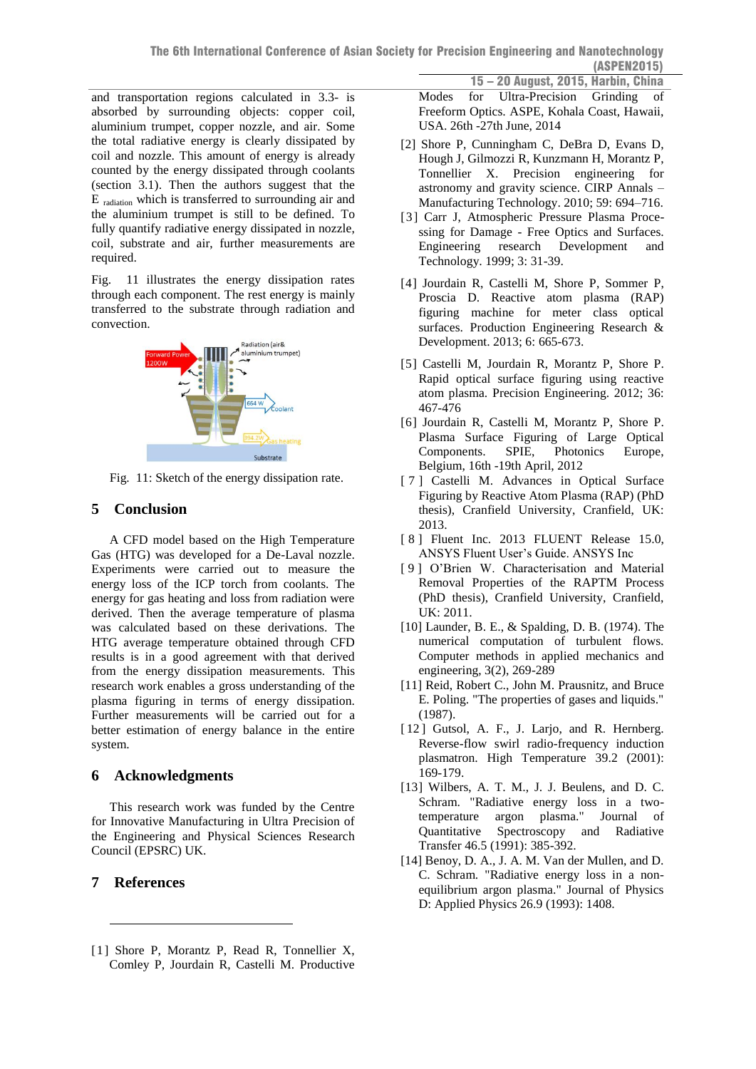and transportation regions calculated in 3.3- is absorbed by surrounding objects: copper coil, aluminium trumpet, copper nozzle, and air. Some the total radiative energy is clearly dissipated by coil and nozzle. This amount of energy is already counted by the energy dissipated through coolants (section 3.1). Then the authors suggest that the $E_{radiation}$ which is transferred to surrounding air and the aluminium trumpet is still to be defined. To fully quantify radiative energy dissipated in nozzle, coil, substrate and air, further measurements are required.

Fig. 11 illustrates the energy dissipation rates through each component. The rest energy is mainly transferred to the substrate through radiation and convection.

Forward Power 1200W

Radiation (air& aluminium trumpet)

664 W

Coolant

394.2W

Gas heating

Substrate

Fig. 11: Sketch of the energy dissipation rate.

## 5 Conclusion

A CFD model based on the High Temperature Gas (HTG) was developed for a De-Laval nozzle. Experiments were carried out to measure the energy loss of the ICP torch from coolants. The energy for gas heating and loss from radiation were derived. Then the average temperature of plasma was calculated based on these derivations. The HTG average temperature obtained through CFD results is in a good agreement with that derived from the energy dissipation measurements. This research work enables a gross understanding of the plasma figuring in terms of energy dissipation. Further measurements will be carried out for a better estimation of energy balance in the entire system.

## 6 Acknowledgments

This research work was funded by the Centre for Innovative Manufacturing in Ultra Precision of the Engineering and Physical Sciences Research Council (EPSRC) UK.

## 7 References

[1] Shore P, Morantz P, Read R, Tonnellier X, Comley P, Jourdain R, Castelli M. Productive Modes for Ultra-Precision Grinding of Freeform Optics. ASPE, Kohala Coast, Hawaii, USA. 26th -27th June, 2014

[2] Shore P, Cunningham C, DeBra D, Evans D, Hough J, Gilmozzi R, Kunzmann H, Morantz P, Tonnellier X. Precision engineering for astronomy and gravity science. CIRP Annals – Manufacturing Technology. 2010; 59: 694–716.

[3] Carr J, Atmospheric Pressure Plasma Processing for Damage - Free Optics and Surfaces. Engineering research Development and Technology. 1999; 3: 31-39.

[4] Jourdain R, Castelli M, Shore P, Sommer P, Proscia D. Reactive atom plasma (RAP) figuring machine for meter class optical surfaces. Production Engineering Research & Development. 2013; 6: 665-673.

[5] Castelli M, Jourdain R, Morantz P, Shore P. Rapid optical surface figuring using reactive atom plasma. Precision Engineering. 2012; 36: 467-476

[6] Jourdain R, Castelli M, Morantz P, Shore P. Plasma Surface Figuring of Large Optical Components. SPIE, Photonics Europe, Belgium, 16th -19th April, 2012

[7] Castelli M. Advances in Optical Surface Figuring by Reactive Atom Plasma (RAP) (PhD thesis), Cranfield University, Cranfield, UK: 2013.

[8] Fluent Inc. 2013 FLUENT Release 15.0, ANSYS Fluent User's Guide. ANSYS Inc

[9] O'Brien W. Characterisation and Material Removal Properties of the RAPTM Process (PhD thesis), Cranfield University, Cranfield, UK: 2011.

[10] Launder, B. E., & Spalding, D. B. (1974). The numerical computation of turbulent flows. Computer methods in applied mechanics and engineering, 3(2), 269-289

[11] Reid, Robert C., John M. Prausnitz, and Bruce E. Poling. "The properties of gases and liquids." (1987).

[12] Gutsol, A. F., J. Larjo, and R. Hernberg. Reverse-flow swirl radio-frequency induction plasmatron. High Temperature 39.2 (2001): 169-179.

[13] Wilbers, A. T. M., J. J. Beulens, and D. C. Schram. "Radiative energy loss in a two-temperature argon plasma." Journal of Quantitative Spectroscopy and Radiative Transfer 46.5 (1991): 385-392.

[14] Benoy, D. A., J. A. M. Van der Mullen, and D. C. Schram. "Radiative energy loss in a non-equilibrium argon plasma." Journal of Physics D: Applied Physics 26.9 (1993): 1408.